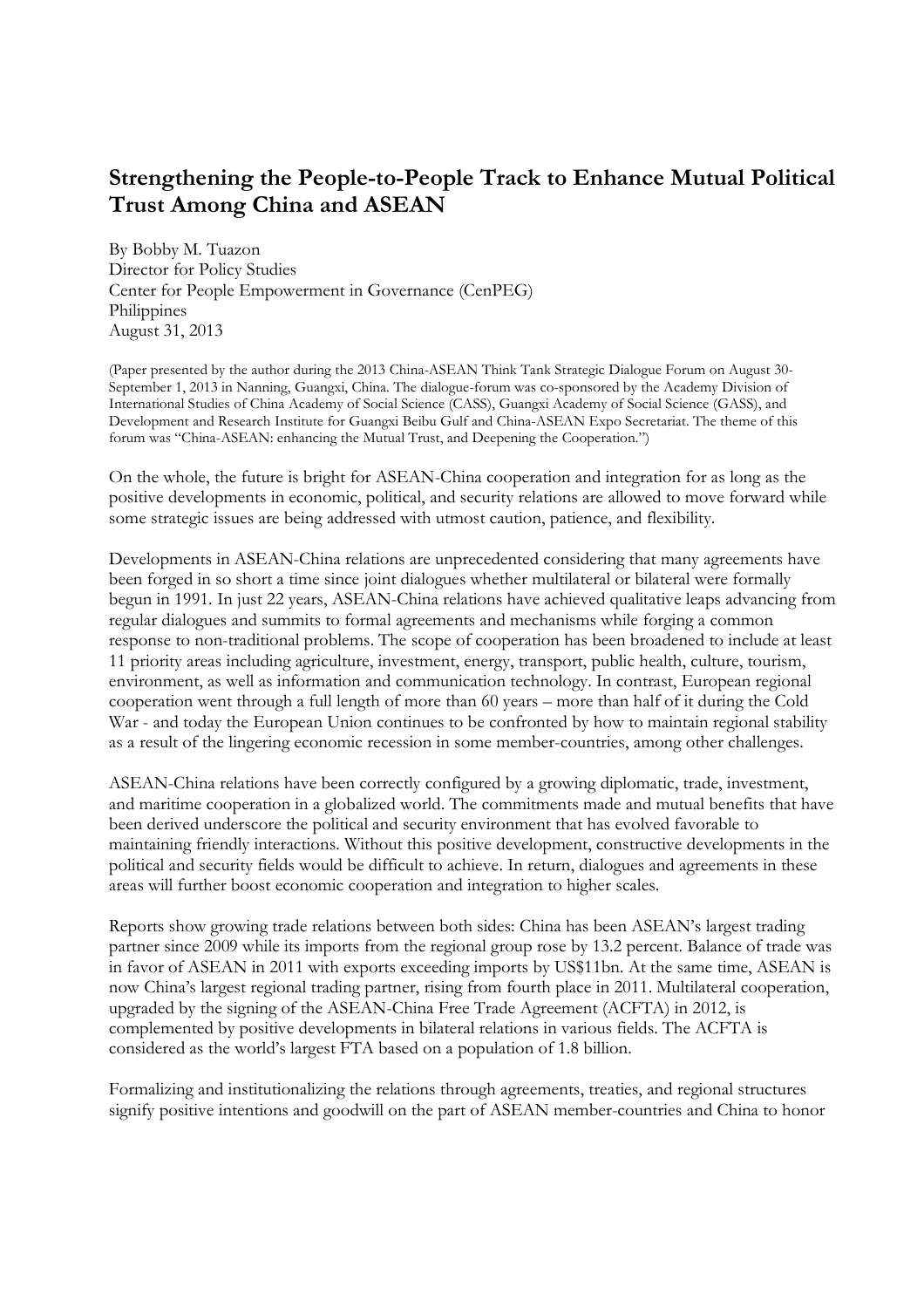# Strengthening the People-to-People Track to Enhance Mutual Political Trust Among China and ASEAN

By Bobby M. Tuazon
Director for Policy Studies
Center for People Empowerment in Governance (CenPEG)
Philippines
August 31, 2013

(Paper presented by the author during the 2013 China-ASEAN Think Tank Strategic Dialogue Forum on August 30-September 1, 2013 in Nanning, Guangxi, China. The dialogue-forum was co-sponsored by the Academy Division of International Studies of China Academy of Social Science (CASS), Guangxi Academy of Social Science (GASS), and Development and Research Institute for Guangxi Beibu Gulf and China-ASEAN Expo Secretariat. The theme of this forum was "China-ASEAN: enhancing the Mutual Trust, and Deepening the Cooperation.")

On the whole, the future is bright for ASEAN-China cooperation and integration for as long as the positive developments in economic, political, and security relations are allowed to move forward while some strategic issues are being addressed with utmost caution, patience, and flexibility.

Developments in ASEAN-China relations are unprecedented considering that many agreements have been forged in so short a time since joint dialogues whether multilateral or bilateral were formally begun in 1991. In just 22 years, ASEAN-China relations have achieved qualitative leaps advancing from regular dialogues and summits to formal agreements and mechanisms while forging a common response to non-traditional problems. The scope of cooperation has been broadened to include at least 11 priority areas including agriculture, investment, energy, transport, public health, culture, tourism, environment, as well as information and communication technology. In contrast, European regional cooperation went through a full length of more than 60 years – more than half of it during the Cold War - and today the European Union continues to be confronted by how to maintain regional stability as a result of the lingering economic recession in some member-countries, among other challenges.

ASEAN-China relations have been correctly configured by a growing diplomatic, trade, investment, and maritime cooperation in a globalized world. The commitments made and mutual benefits that have been derived underscore the political and security environment that has evolved favorable to maintaining friendly interactions. Without this positive development, constructive developments in the political and security fields would be difficult to achieve. In return, dialogues and agreements in these areas will further boost economic cooperation and integration to higher scales.

Reports show growing trade relations between both sides: China has been ASEAN's largest trading partner since 2009 while its imports from the regional group rose by 13.2 percent. Balance of trade was in favor of ASEAN in 2011 with exports exceeding imports by US$11bn. At the same time, ASEAN is now China's largest regional trading partner, rising from fourth place in 2011. Multilateral cooperation, upgraded by the signing of the ASEAN-China Free Trade Agreement (ACFTA) in 2012, is complemented by positive developments in bilateral relations in various fields. The ACFTA is considered as the world's largest FTA based on a population of 1.8 billion.

Formalizing and institutionalizing the relations through agreements, treaties, and regional structures signify positive intentions and goodwill on the part of ASEAN member-countries and China to honor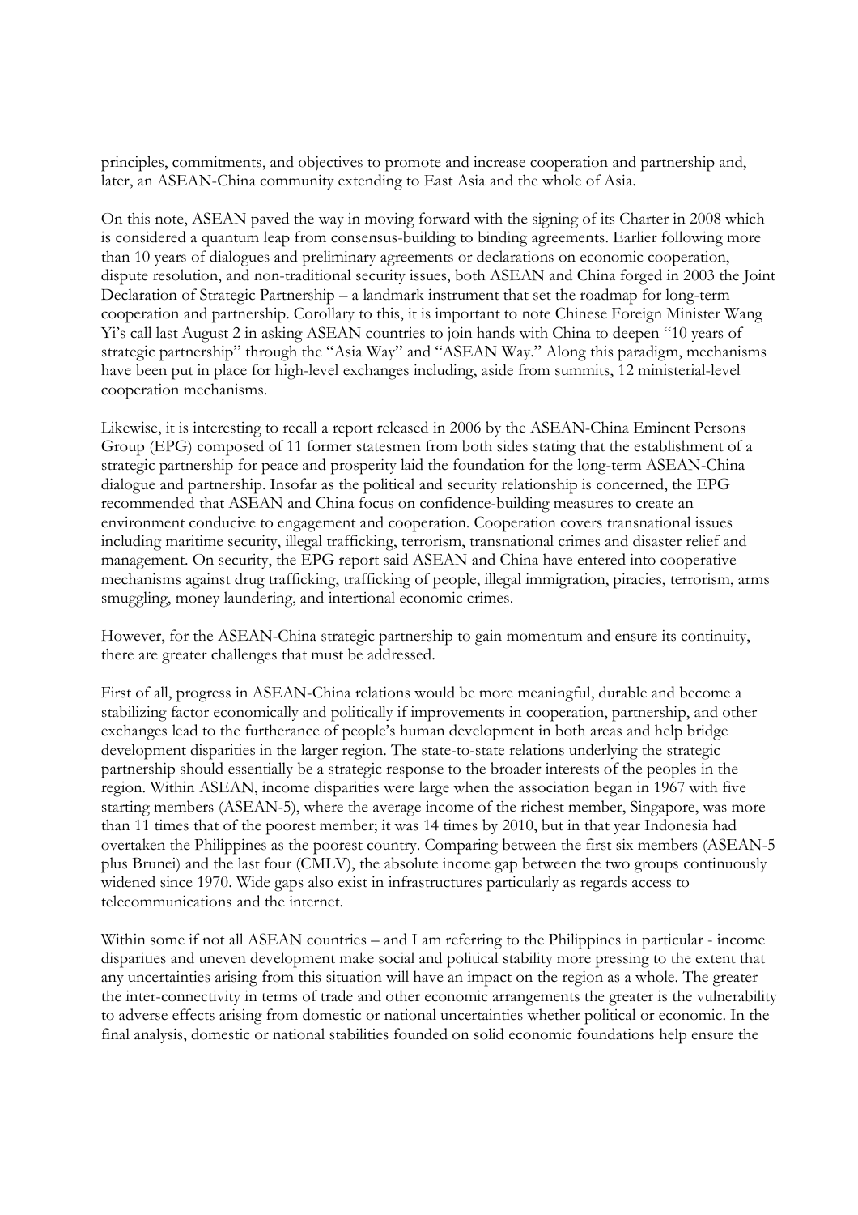principles, commitments, and objectives to promote and increase cooperation and partnership and, later, an ASEAN-China community extending to East Asia and the whole of Asia.

On this note, ASEAN paved the way in moving forward with the signing of its Charter in 2008 which is considered a quantum leap from consensus-building to binding agreements. Earlier following more than 10 years of dialogues and preliminary agreements or declarations on economic cooperation, dispute resolution, and non-traditional security issues, both ASEAN and China forged in 2003 the Joint Declaration of Strategic Partnership – a landmark instrument that set the roadmap for long-term cooperation and partnership. Corollary to this, it is important to note Chinese Foreign Minister Wang Yi's call last August 2 in asking ASEAN countries to join hands with China to deepen "10 years of strategic partnership" through the "Asia Way" and "ASEAN Way." Along this paradigm, mechanisms have been put in place for high-level exchanges including, aside from summits, 12 ministerial-level cooperation mechanisms.

Likewise, it is interesting to recall a report released in 2006 by the ASEAN-China Eminent Persons Group (EPG) composed of 11 former statesmen from both sides stating that the establishment of a strategic partnership for peace and prosperity laid the foundation for the long-term ASEAN-China dialogue and partnership. Insofar as the political and security relationship is concerned, the EPG recommended that ASEAN and China focus on confidence-building measures to create an environment conducive to engagement and cooperation. Cooperation covers transnational issues including maritime security, illegal trafficking, terrorism, transnational crimes and disaster relief and management. On security, the EPG report said ASEAN and China have entered into cooperative mechanisms against drug trafficking, trafficking of people, illegal immigration, piracies, terrorism, arms smuggling, money laundering, and intertional economic crimes.

However, for the ASEAN-China strategic partnership to gain momentum and ensure its continuity, there are greater challenges that must be addressed.

First of all, progress in ASEAN-China relations would be more meaningful, durable and become a stabilizing factor economically and politically if improvements in cooperation, partnership, and other exchanges lead to the furtherance of people's human development in both areas and help bridge development disparities in the larger region. The state-to-state relations underlying the strategic partnership should essentially be a strategic response to the broader interests of the peoples in the region. Within ASEAN, income disparities were large when the association began in 1967 with five starting members (ASEAN-5), where the average income of the richest member, Singapore, was more than 11 times that of the poorest member; it was 14 times by 2010, but in that year Indonesia had overtaken the Philippines as the poorest country. Comparing between the first six members (ASEAN-5 plus Brunei) and the last four (CMLV), the absolute income gap between the two groups continuously widened since 1970. Wide gaps also exist in infrastructures particularly as regards access to telecommunications and the internet.

Within some if not all ASEAN countries – and I am referring to the Philippines in particular - income disparities and uneven development make social and political stability more pressing to the extent that any uncertainties arising from this situation will have an impact on the region as a whole. The greater the inter-connectivity in terms of trade and other economic arrangements the greater is the vulnerability to adverse effects arising from domestic or national uncertainties whether political or economic. In the final analysis, domestic or national stabilities founded on solid economic foundations help ensure the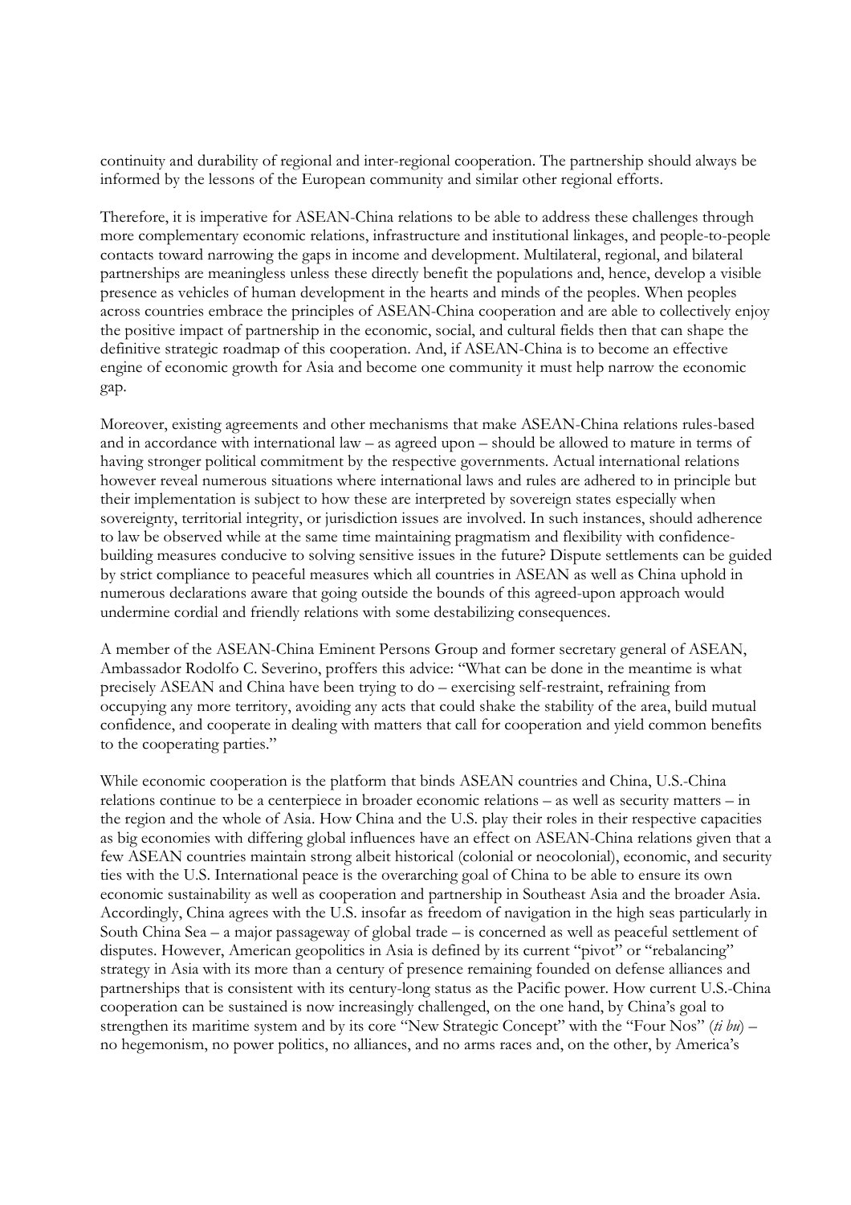continuity and durability of regional and inter-regional cooperation. The partnership should always be informed by the lessons of the European community and similar other regional efforts.

Therefore, it is imperative for ASEAN-China relations to be able to address these challenges through more complementary economic relations, infrastructure and institutional linkages, and people-to-people contacts toward narrowing the gaps in income and development. Multilateral, regional, and bilateral partnerships are meaningless unless these directly benefit the populations and, hence, develop a visible presence as vehicles of human development in the hearts and minds of the peoples. When peoples across countries embrace the principles of ASEAN-China cooperation and are able to collectively enjoy the positive impact of partnership in the economic, social, and cultural fields then that can shape the definitive strategic roadmap of this cooperation. And, if ASEAN-China is to become an effective engine of economic growth for Asia and become one community it must help narrow the economic gap.

Moreover, existing agreements and other mechanisms that make ASEAN-China relations rules-based and in accordance with international law – as agreed upon – should be allowed to mature in terms of having stronger political commitment by the respective governments. Actual international relations however reveal numerous situations where international laws and rules are adhered to in principle but their implementation is subject to how these are interpreted by sovereign states especially when sovereignty, territorial integrity, or jurisdiction issues are involved. In such instances, should adherence to law be observed while at the same time maintaining pragmatism and flexibility with confidence-building measures conducive to solving sensitive issues in the future? Dispute settlements can be guided by strict compliance to peaceful measures which all countries in ASEAN as well as China uphold in numerous declarations aware that going outside the bounds of this agreed-upon approach would undermine cordial and friendly relations with some destabilizing consequences.

A member of the ASEAN-China Eminent Persons Group and former secretary general of ASEAN, Ambassador Rodolfo C. Severino, proffers this advice: "What can be done in the meantime is what precisely ASEAN and China have been trying to do – exercising self-restraint, refraining from occupying any more territory, avoiding any acts that could shake the stability of the area, build mutual confidence, and cooperate in dealing with matters that call for cooperation and yield common benefits to the cooperating parties."

While economic cooperation is the platform that binds ASEAN countries and China, U.S.-China relations continue to be a centerpiece in broader economic relations – as well as security matters – in the region and the whole of Asia. How China and the U.S. play their roles in their respective capacities as big economies with differing global influences have an effect on ASEAN-China relations given that a few ASEAN countries maintain strong albeit historical (colonial or neocolonial), economic, and security ties with the U.S. International peace is the overarching goal of China to be able to ensure its own economic sustainability as well as cooperation and partnership in Southeast Asia and the broader Asia. Accordingly, China agrees with the U.S. insofar as freedom of navigation in the high seas particularly in South China Sea – a major passageway of global trade – is concerned as well as peaceful settlement of disputes. However, American geopolitics in Asia is defined by its current "pivot" or "rebalancing" strategy in Asia with its more than a century of presence remaining founded on defense alliances and partnerships that is consistent with its century-long status as the Pacific power. How current U.S.-China cooperation can be sustained is now increasingly challenged, on the one hand, by China's goal to strengthen its maritime system and by its core "New Strategic Concept" with the "Four Nos" (*ti bu*) – no hegemonism, no power politics, no alliances, and no arms races and, on the other, by America's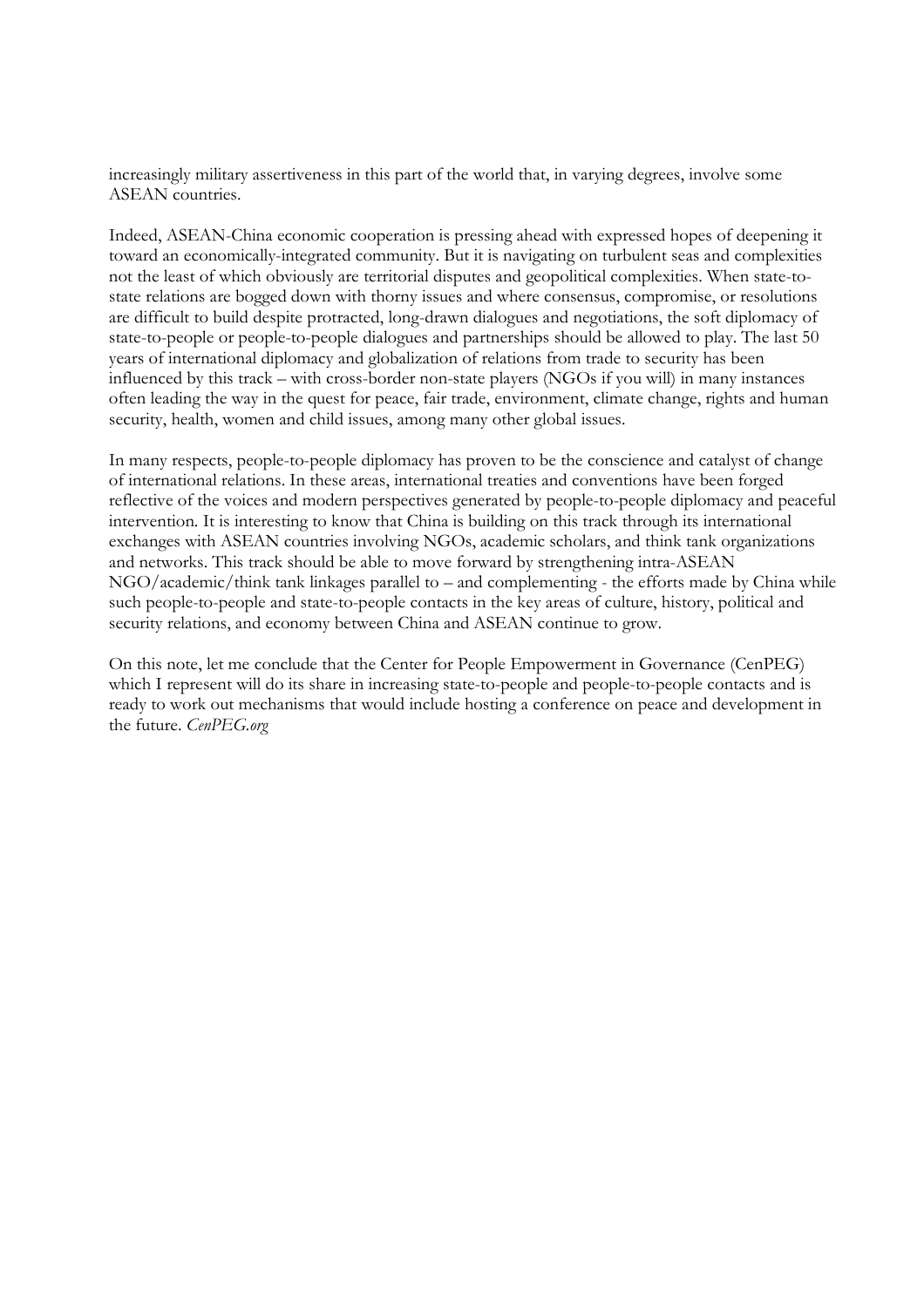increasingly military assertiveness in this part of the world that, in varying degrees, involve some ASEAN countries.

Indeed, ASEAN-China economic cooperation is pressing ahead with expressed hopes of deepening it toward an economically-integrated community. But it is navigating on turbulent seas and complexities not the least of which obviously are territorial disputes and geopolitical complexities. When state-to-state relations are bogged down with thorny issues and where consensus, compromise, or resolutions are difficult to build despite protracted, long-drawn dialogues and negotiations, the soft diplomacy of state-to-people or people-to-people dialogues and partnerships should be allowed to play. The last 50 years of international diplomacy and globalization of relations from trade to security has been influenced by this track – with cross-border non-state players (NGOs if you will) in many instances often leading the way in the quest for peace, fair trade, environment, climate change, rights and human security, health, women and child issues, among many other global issues.

In many respects, people-to-people diplomacy has proven to be the conscience and catalyst of change of international relations. In these areas, international treaties and conventions have been forged reflective of the voices and modern perspectives generated by people-to-people diplomacy and peaceful intervention. It is interesting to know that China is building on this track through its international exchanges with ASEAN countries involving NGOs, academic scholars, and think tank organizations and networks. This track should be able to move forward by strengthening intra-ASEAN NGO/academic/think tank linkages parallel to – and complementing - the efforts made by China while such people-to-people and state-to-people contacts in the key areas of culture, history, political and security relations, and economy between China and ASEAN continue to grow.

On this note, let me conclude that the Center for People Empowerment in Governance (CenPEG) which I represent will do its share in increasing state-to-people and people-to-people contacts and is ready to work out mechanisms that would include hosting a conference on peace and development in the future. *CenPEG.org*